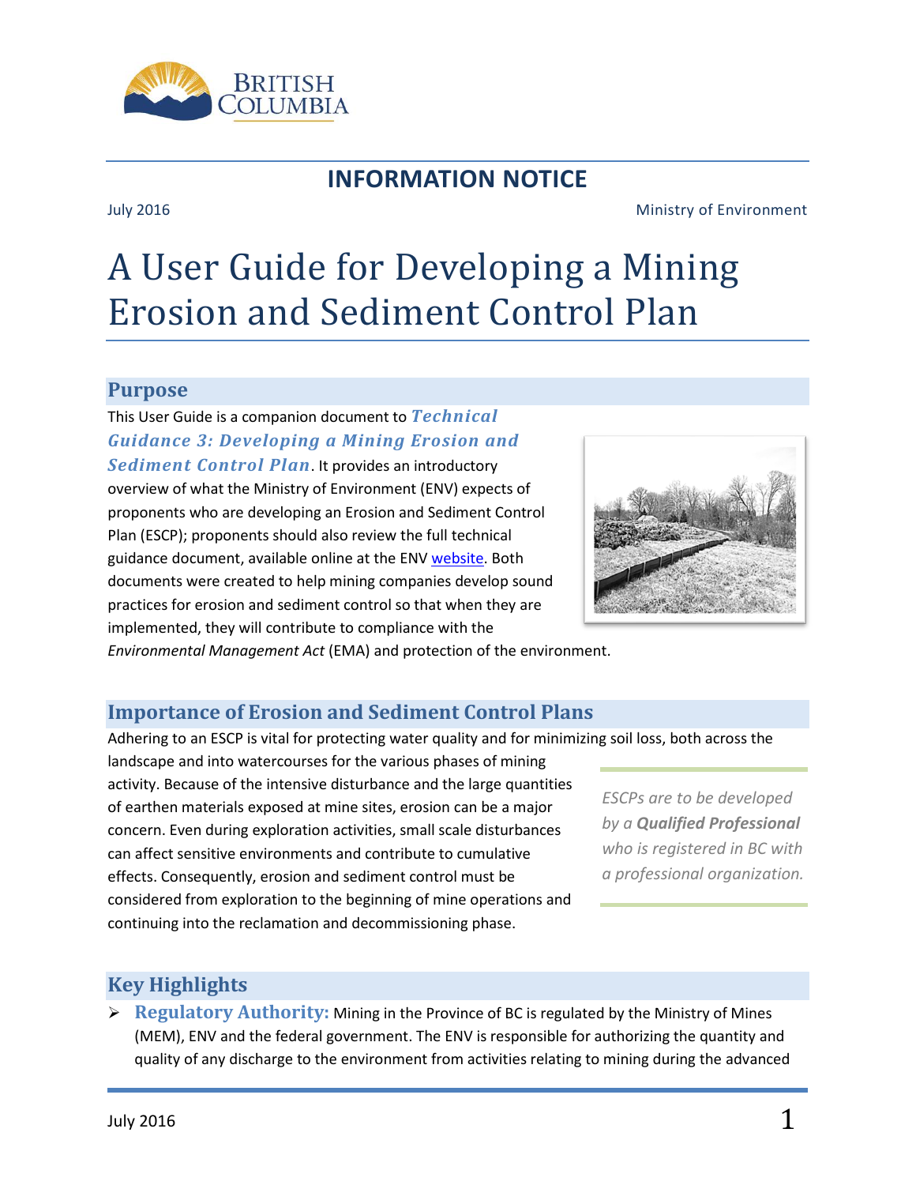BRITISH COLUMBIA

## INFORMATION NOTICE

July 2016 | Ministry of Environment

# A User Guide for Developing a Mining Erosion and Sediment Control Plan

## Purpose

This User Guide is a companion document to ***Technical Guidance 3: Developing a Mining Erosion and Sediment Control Plan***. It provides an introductory overview of what the Ministry of Environment (ENV) expects of proponents who are developing an Erosion and Sediment Control Plan (ESCP); proponents should also review the full technical guidance document, available online at the ENV website. Both documents were created to help mining companies develop sound practices for erosion and sediment control so that when they are implemented, they will contribute to compliance with the *Environmental Management Act* (EMA) and protection of the environment.

## Importance of Erosion and Sediment Control Plans

Adhering to an ESCP is vital for protecting water quality and for minimizing soil loss, both across the landscape and into watercourses for the various phases of mining activity. Because of the intensive disturbance and the large quantities of earthen materials exposed at mine sites, erosion can be a major concern. Even during exploration activities, small scale disturbances can affect sensitive environments and contribute to cumulative effects. Consequently, erosion and sediment control must be considered from exploration to the beginning of mine operations and continuing into the reclamation and decommissioning phase.

> *ESCPs are to be developed by a **Qualified Professional** who is registered in BC with a professional organization.*

## Key Highlights

- **Regulatory Authority:** Mining in the Province of BC is regulated by the Ministry of Mines (MEM), ENV and the federal government. The ENV is responsible for authorizing the quantity and quality of any discharge to the environment from activities relating to mining during the advanced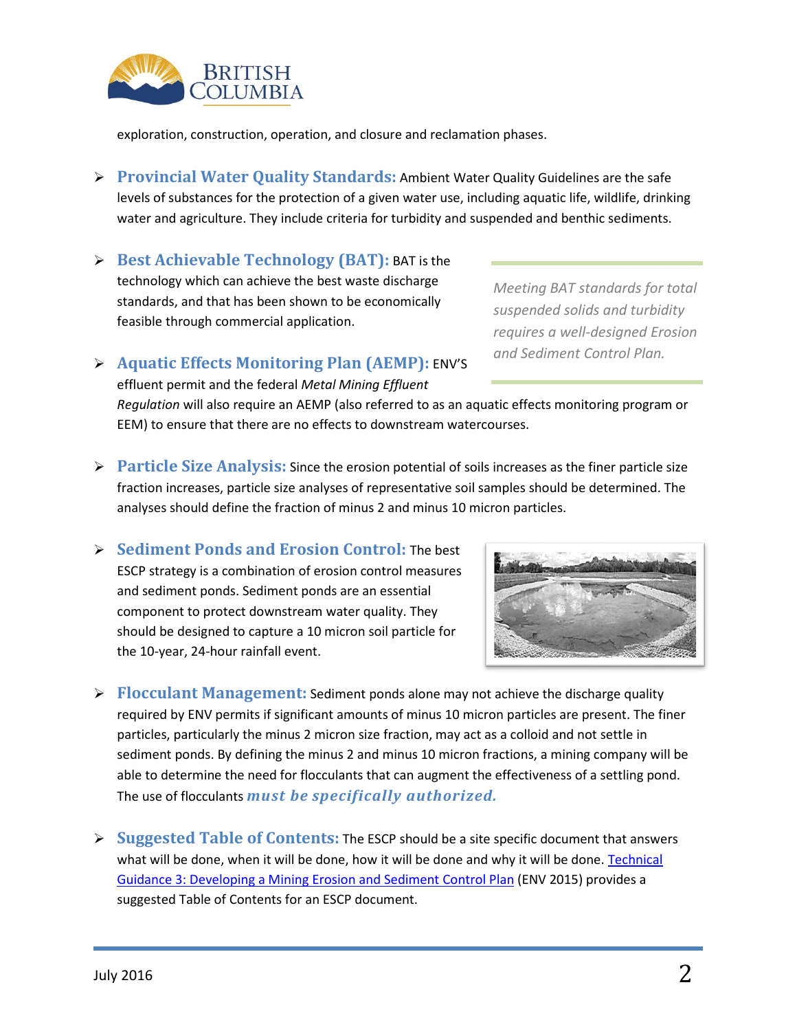exploration, construction, operation, and closure and reclamation phases.

- **Provincial Water Quality Standards:** Ambient Water Quality Guidelines are the safe levels of substances for the protection of a given water use, including aquatic life, wildlife, drinking water and agriculture. They include criteria for turbidity and suspended and benthic sediments.

- **Best Achievable Technology (BAT):** BAT is the technology which can achieve the best waste discharge standards, and that has been shown to be economically feasible through commercial application.

> *Meeting BAT standards for total suspended solids and turbidity requires a well-designed Erosion and Sediment Control Plan.*

- **Aquatic Effects Monitoring Plan (AEMP):** ENV'S effluent permit and the federal *Metal Mining Effluent Regulation* will also require an AEMP (also referred to as an aquatic effects monitoring program or EEM) to ensure that there are no effects to downstream watercourses.

- **Particle Size Analysis:** Since the erosion potential of soils increases as the finer particle size fraction increases, particle size analyses of representative soil samples should be determined. The analyses should define the fraction of minus 2 and minus 10 micron particles.

- **Sediment Ponds and Erosion Control:** The best ESCP strategy is a combination of erosion control measures and sediment ponds. Sediment ponds are an essential component to protect downstream water quality. They should be designed to capture a 10 micron soil particle for the 10-year, 24-hour rainfall event.

- **Flocculant Management:** Sediment ponds alone may not achieve the discharge quality required by ENV permits if significant amounts of minus 10 micron particles are present. The finer particles, particularly the minus 2 micron size fraction, may act as a colloid and not settle in sediment ponds. By defining the minus 2 and minus 10 micron fractions, a mining company will be able to determine the need for flocculants that can augment the effectiveness of a settling pond. The use of flocculants ***must be specifically authorized.***

- **Suggested Table of Contents:** The ESCP should be a site specific document that answers what will be done, when it will be done, how it will be done and why it will be done. Technical Guidance 3: Developing a Mining Erosion and Sediment Control Plan (ENV 2015) provides a suggested Table of Contents for an ESCP document.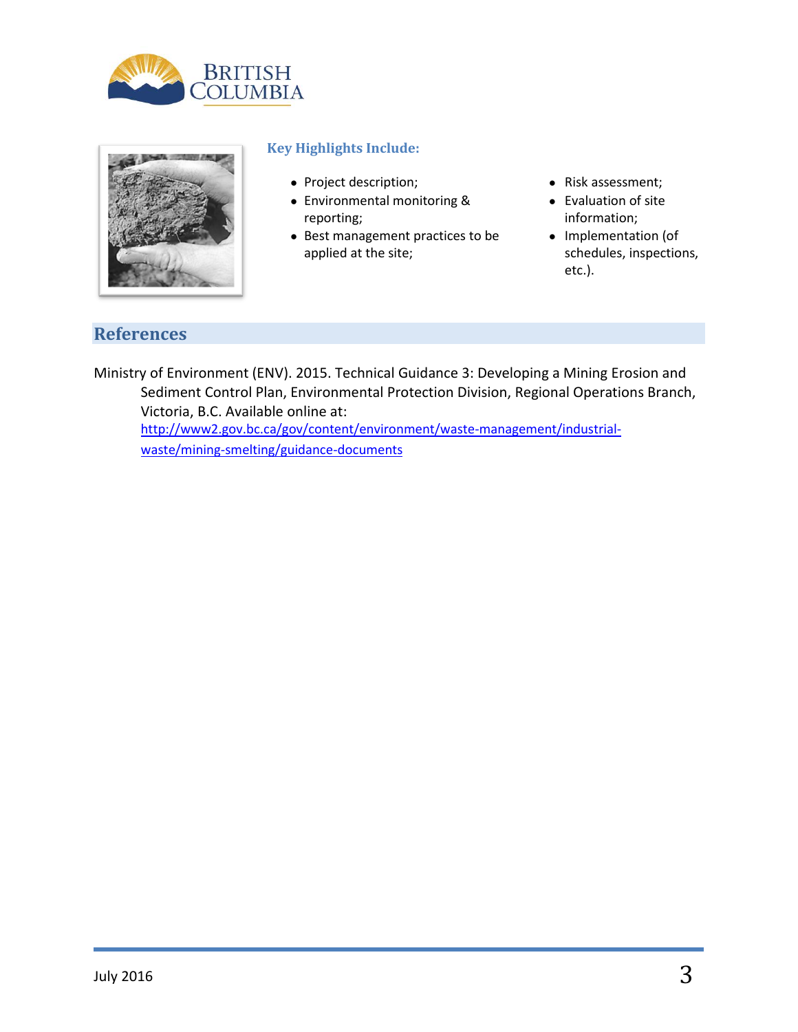### Key Highlights Include:

- Project description;
- Environmental monitoring & reporting;
- Best management practices to be applied at the site;
- Risk assessment;
- Evaluation of site information;
- Implementation (of schedules, inspections, etc.).

## References

Ministry of Environment (ENV). 2015. Technical Guidance 3: Developing a Mining Erosion and Sediment Control Plan, Environmental Protection Division, Regional Operations Branch, Victoria, B.C. Available online at: http://www2.gov.bc.ca/gov/content/environment/waste-management/industrial-waste/mining-smelting/guidance-documents

July 2016